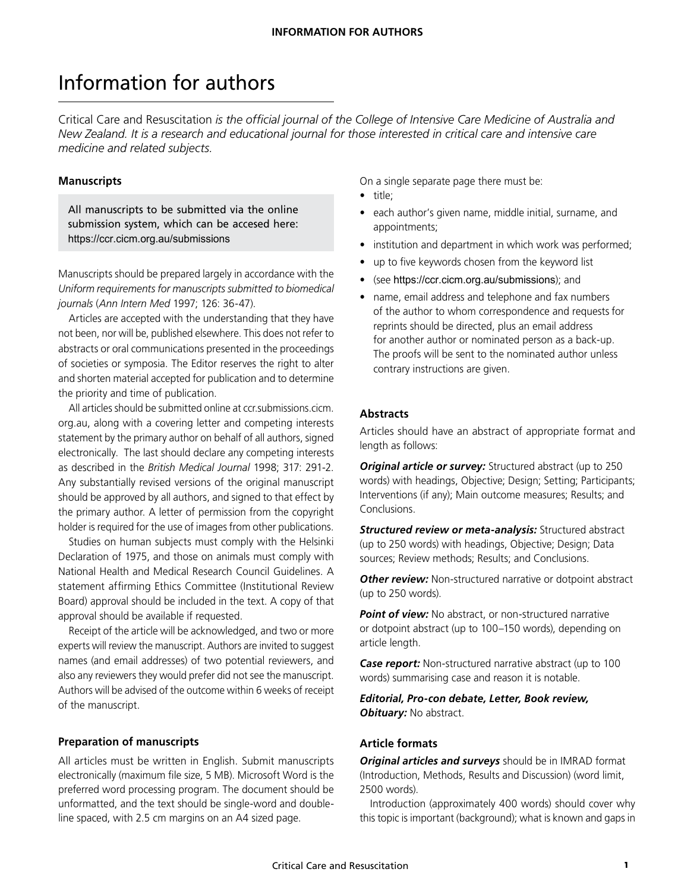# Information for authors

Critical Care and Resuscitation *is the official journal of the College of Intensive Care Medicine of Australia and New Zealand. It is a research and educational journal for those interested in critical care and intensive care medicine and related subjects.*

### Manuscripts

All manuscripts to be submitted via the online submission system, which can be accesed here: https://ccr.cicm.org.au/submissions

Manuscripts should be prepared largely in accordance with the *Uniform requirements for manuscripts submitted to biomedical journals* (*Ann Intern Med* 1997; 126: 36-47).

Articles are accepted with the understanding that they have not been, nor will be, published elsewhere. This does not refer to abstracts or oral communications presented in the proceedings of societies or symposia. The Editor reserves the right to alter and shorten material accepted for publication and to determine the priority and time of publication.

All articles should be submitted online at ccr.submissions.cicm.org.au, along with a covering letter and competing interests statement by the primary author on behalf of all authors, signed electronically. The last should declare any competing interests as described in the *British Medical Journal* 1998; 317: 291-2. Any substantially revised versions of the original manuscript should be approved by all authors, and signed to that effect by the primary author. A letter of permission from the copyright holder is required for the use of images from other publications.

Studies on human subjects must comply with the Helsinki Declaration of 1975, and those on animals must comply with National Health and Medical Research Council Guidelines. A statement affirming Ethics Committee (Institutional Review Board) approval should be included in the text. A copy of that approval should be available if requested.

Receipt of the article will be acknowledged, and two or more experts will review the manuscript. Authors are invited to suggest names (and email addresses) of two potential reviewers, and also any reviewers they would prefer did not see the manuscript. Authors will be advised of the outcome within 6 weeks of receipt of the manuscript.

### Preparation of manuscripts

All articles must be written in English. Submit manuscripts electronically (maximum file size, 5 MB). Microsoft Word is the preferred word processing program. The document should be unformatted, and the text should be single-word and double-line spaced, with 2.5 cm margins on an A4 sized page.

On a single separate page there must be:

- title;
- each author's given name, middle initial, surname, and appointments;
- institution and department in which work was performed;
- up to five keywords chosen from the keyword list
- (see https://ccr.cicm.org.au/submissions); and
- name, email address and telephone and fax numbers of the author to whom correspondence and requests for reprints should be directed, plus an email address for another author or nominated person as a back-up. The proofs will be sent to the nominated author unless contrary instructions are given.

### Abstracts

Articles should have an abstract of appropriate format and length as follows:

***Original article or survey:*** Structured abstract (up to 250 words) with headings, Objective; Design; Setting; Participants; Interventions (if any); Main outcome measures; Results; and Conclusions.

***Structured review or meta-analysis:*** Structured abstract (up to 250 words) with headings, Objective; Design; Data sources; Review methods; Results; and Conclusions.

***Other review:*** Non-structured narrative or dotpoint abstract (up to 250 words).

***Point of view:*** No abstract, or non-structured narrative or dotpoint abstract (up to 100–150 words), depending on article length.

***Case report:*** Non-structured narrative abstract (up to 100 words) summarising case and reason it is notable.

***Editorial, Pro-con debate, Letter, Book review, Obituary:*** No abstract.

### Article formats

***Original articles and surveys*** should be in IMRAD format (Introduction, Methods, Results and Discussion) (word limit, 2500 words).

Introduction (approximately 400 words) should cover why this topic is important (background); what is known and gaps in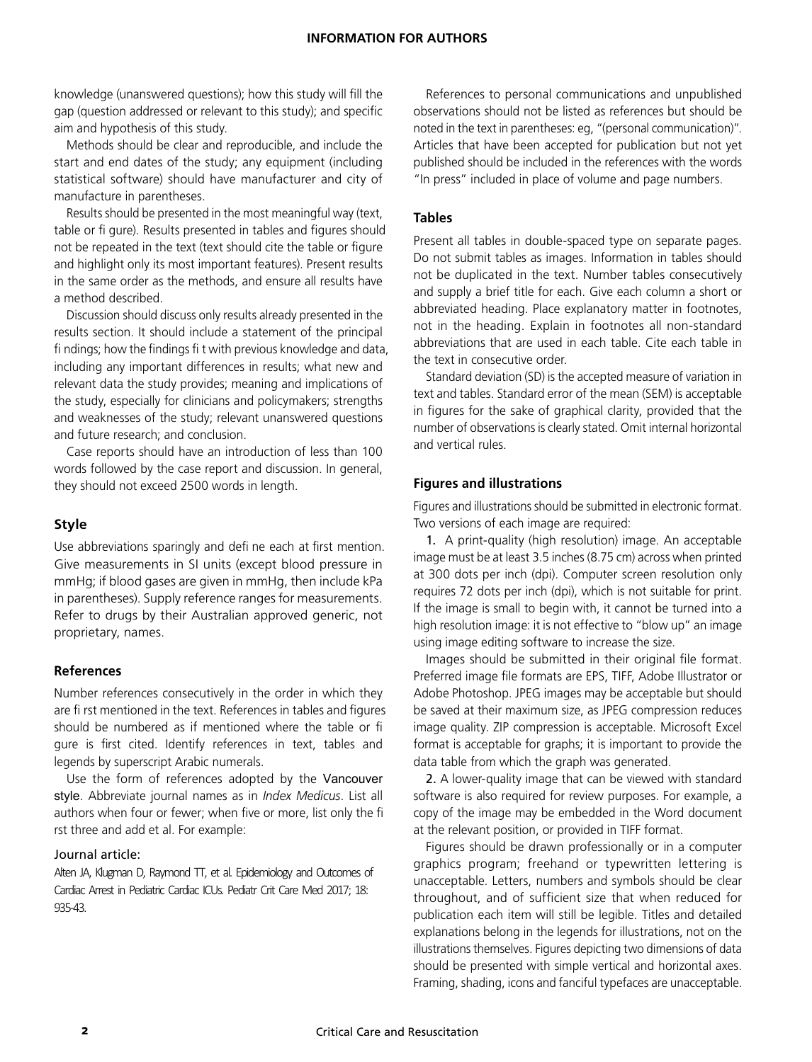knowledge (unanswered questions); how this study will fill the gap (question addressed or relevant to this study); and specific aim and hypothesis of this study.

Methods should be clear and reproducible, and include the start and end dates of the study; any equipment (including statistical software) should have manufacturer and city of manufacture in parentheses.

Results should be presented in the most meaningful way (text, table or figure). Results presented in tables and figures should not be repeated in the text (text should cite the table or figure and highlight only its most important features). Present results in the same order as the methods, and ensure all results have a method described.

Discussion should discuss only results already presented in the results section. It should include a statement of the principal findings; how the findings fit with previous knowledge and data, including any important differences in results; what new and relevant data the study provides; meaning and implications of the study, especially for clinicians and policymakers; strengths and weaknesses of the study; relevant unanswered questions and future research; and conclusion.

Case reports should have an introduction of less than 100 words followed by the case report and discussion. In general, they should not exceed 2500 words in length.

## Style

Use abbreviations sparingly and define each at first mention. Give measurements in SI units (except blood pressure in mmHg; if blood gases are given in mmHg, then include kPa in parentheses). Supply reference ranges for measurements. Refer to drugs by their Australian approved generic, not proprietary, names.

### References

Number references consecutively in the order in which they are first mentioned in the text. References in tables and figures should be numbered as if mentioned where the table or figure is first cited. Identify references in text, tables and legends by superscript Arabic numerals.

Use the form of references adopted by the Vancouver style. Abbreviate journal names as in *Index Medicus*. List all authors when four or fewer; when five or more, list only the first three and add et al. For example:

#### Journal article:

Alten JA, Klugman D, Raymond TT, et al. Epidemiology and Outcomes of Cardiac Arrest in Pediatric Cardiac ICUs. Pediatr Crit Care Med 2017; 18: 935-43.

References to personal communications and unpublished observations should not be listed as references but should be noted in the text in parentheses: eg, "(personal communication)". Articles that have been accepted for publication but not yet published should be included in the references with the words "In press" included in place of volume and page numbers.

### Tables

Present all tables in double-spaced type on separate pages. Do not submit tables as images. Information in tables should not be duplicated in the text. Number tables consecutively and supply a brief title for each. Give each column a short or abbreviated heading. Place explanatory matter in footnotes, not in the heading. Explain in footnotes all non-standard abbreviations that are used in each table. Cite each table in the text in consecutive order.

Standard deviation (SD) is the accepted measure of variation in text and tables. Standard error of the mean (SEM) is acceptable in figures for the sake of graphical clarity, provided that the number of observations is clearly stated. Omit internal horizontal and vertical rules.

### Figures and illustrations

Figures and illustrations should be submitted in electronic format. Two versions of each image are required:

1. A print-quality (high resolution) image. An acceptable image must be at least 3.5 inches (8.75 cm) across when printed at 300 dots per inch (dpi). Computer screen resolution only requires 72 dots per inch (dpi), which is not suitable for print. If the image is small to begin with, it cannot be turned into a high resolution image: it is not effective to "blow up" an image using image editing software to increase the size.

Images should be submitted in their original file format. Preferred image file formats are EPS, TIFF, Adobe Illustrator or Adobe Photoshop. JPEG images may be acceptable but should be saved at their maximum size, as JPEG compression reduces image quality. ZIP compression is acceptable. Microsoft Excel format is acceptable for graphs; it is important to provide the data table from which the graph was generated.

2. A lower-quality image that can be viewed with standard software is also required for review purposes. For example, a copy of the image may be embedded in the Word document at the relevant position, or provided in TIFF format.

Figures should be drawn professionally or in a computer graphics program; freehand or typewritten lettering is unacceptable. Letters, numbers and symbols should be clear throughout, and of sufficient size that when reduced for publication each item will still be legible. Titles and detailed explanations belong in the legends for illustrations, not on the illustrations themselves. Figures depicting two dimensions of data should be presented with simple vertical and horizontal axes. Framing, shading, icons and fanciful typefaces are unacceptable.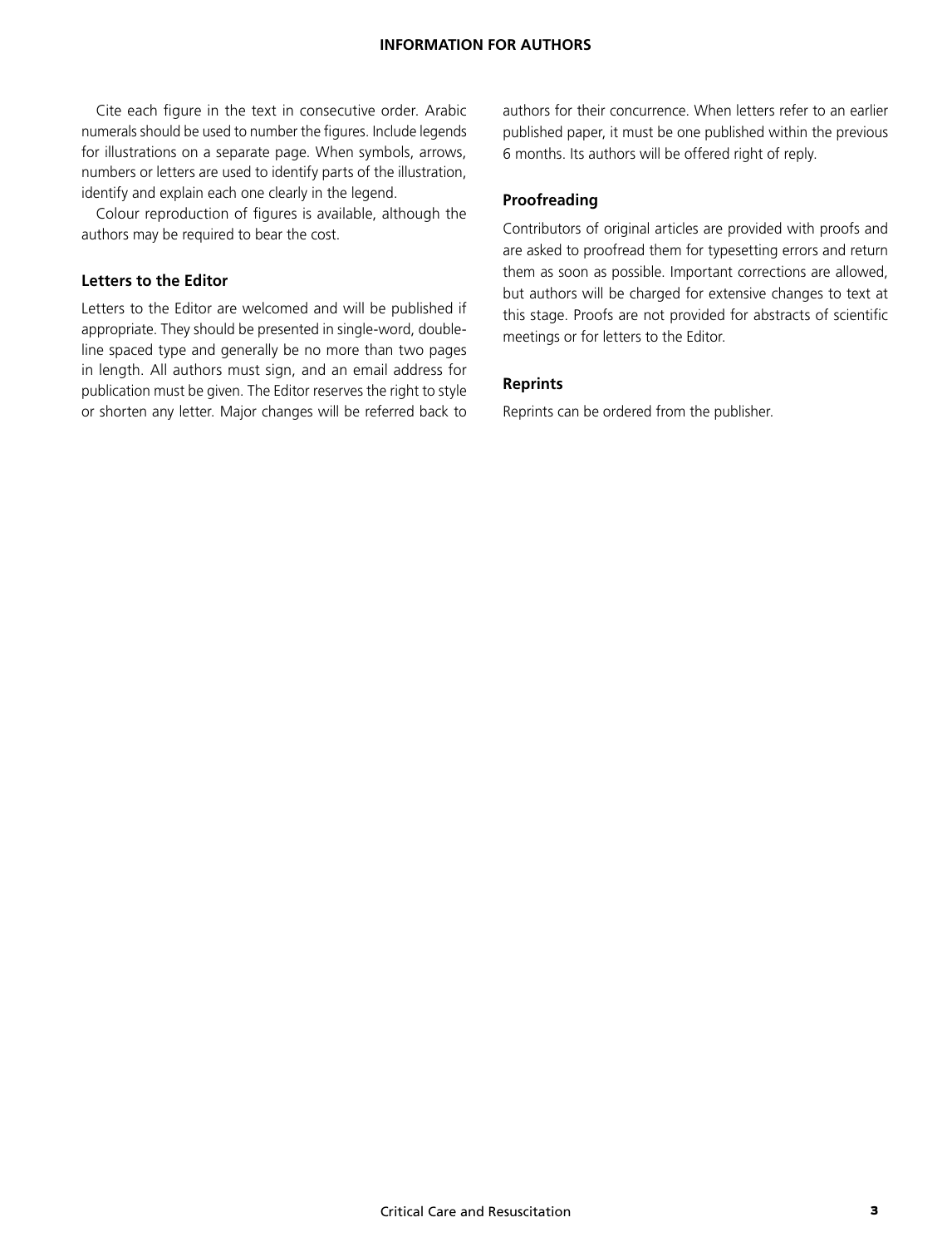Cite each figure in the text in consecutive order. Arabic numerals should be used to number the figures. Include legends for illustrations on a separate page. When symbols, arrows, numbers or letters are used to identify parts of the illustration, identify and explain each one clearly in the legend.

Colour reproduction of figures is available, although the authors may be required to bear the cost.

### Letters to the Editor

Letters to the Editor are welcomed and will be published if appropriate. They should be presented in single-word, double-line spaced type and generally be no more than two pages in length. All authors must sign, and an email address for publication must be given. The Editor reserves the right to style or shorten any letter. Major changes will be referred back to authors for their concurrence. When letters refer to an earlier published paper, it must be one published within the previous 6 months. Its authors will be offered right of reply.

### Proofreading

Contributors of original articles are provided with proofs and are asked to proofread them for typesetting errors and return them as soon as possible. Important corrections are allowed, but authors will be charged for extensive changes to text at this stage. Proofs are not provided for abstracts of scientific meetings or for letters to the Editor.

### Reprints

Reprints can be ordered from the publisher.